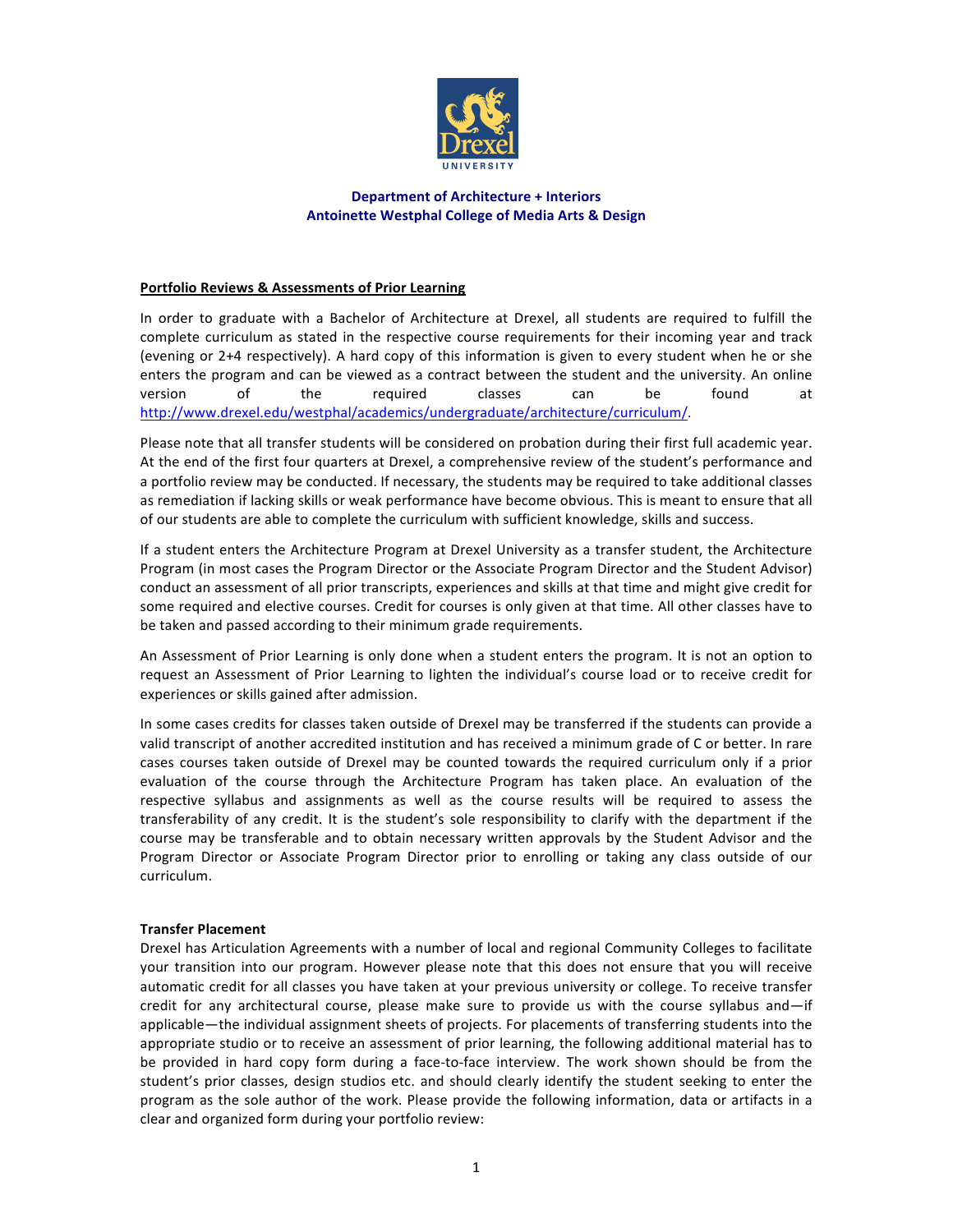**Department of Architecture + Interiors**
**Antoinette Westphal College of Media Arts & Design**

## Portfolio Reviews & Assessments of Prior Learning

In order to graduate with a Bachelor of Architecture at Drexel, all students are required to fulfill the complete curriculum as stated in the respective course requirements for their incoming year and track (evening or 2+4 respectively). A hard copy of this information is given to every student when he or she enters the program and can be viewed as a contract between the student and the university. An online version of the required classes can be found at http://www.drexel.edu/westphal/academics/undergraduate/architecture/curriculum/.

Please note that all transfer students will be considered on probation during their first full academic year. At the end of the first four quarters at Drexel, a comprehensive review of the student's performance and a portfolio review may be conducted. If necessary, the students may be required to take additional classes as remediation if lacking skills or weak performance have become obvious. This is meant to ensure that all of our students are able to complete the curriculum with sufficient knowledge, skills and success.

If a student enters the Architecture Program at Drexel University as a transfer student, the Architecture Program (in most cases the Program Director or the Associate Program Director and the Student Advisor) conduct an assessment of all prior transcripts, experiences and skills at that time and might give credit for some required and elective courses. Credit for courses is only given at that time. All other classes have to be taken and passed according to their minimum grade requirements.

An Assessment of Prior Learning is only done when a student enters the program. It is not an option to request an Assessment of Prior Learning to lighten the individual's course load or to receive credit for experiences or skills gained after admission.

In some cases credits for classes taken outside of Drexel may be transferred if the students can provide a valid transcript of another accredited institution and has received a minimum grade of C or better. In rare cases courses taken outside of Drexel may be counted towards the required curriculum only if a prior evaluation of the course through the Architecture Program has taken place. An evaluation of the respective syllabus and assignments as well as the course results will be required to assess the transferability of any credit. It is the student's sole responsibility to clarify with the department if the course may be transferable and to obtain necessary written approvals by the Student Advisor and the Program Director or Associate Program Director prior to enrolling or taking any class outside of our curriculum.

### Transfer Placement

Drexel has Articulation Agreements with a number of local and regional Community Colleges to facilitate your transition into our program. However please note that this does not ensure that you will receive automatic credit for all classes you have taken at your previous university or college. To receive transfer credit for any architectural course, please make sure to provide us with the course syllabus and—if applicable—the individual assignment sheets of projects. For placements of transferring students into the appropriate studio or to receive an assessment of prior learning, the following additional material has to be provided in hard copy form during a face-to-face interview. The work shown should be from the student's prior classes, design studios etc. and should clearly identify the student seeking to enter the program as the sole author of the work. Please provide the following information, data or artifacts in a clear and organized form during your portfolio review: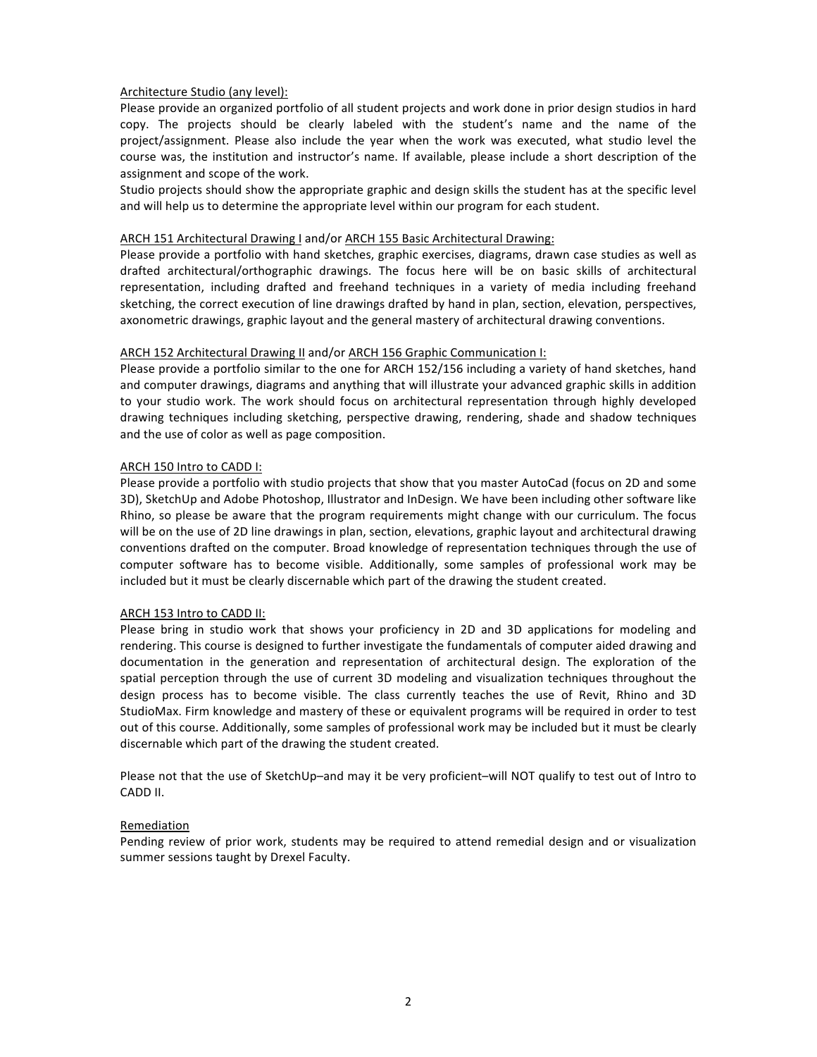Architecture Studio (any level):

Please provide an organized portfolio of all student projects and work done in prior design studios in hard copy. The projects should be clearly labeled with the student's name and the name of the project/assignment. Please also include the year when the work was executed, what studio level the course was, the institution and instructor's name. If available, please include a short description of the assignment and scope of the work.

Studio projects should show the appropriate graphic and design skills the student has at the specific level and will help us to determine the appropriate level within our program for each student.

ARCH 151 Architectural Drawing I and/or ARCH 155 Basic Architectural Drawing:

Please provide a portfolio with hand sketches, graphic exercises, diagrams, drawn case studies as well as drafted architectural/orthographic drawings. The focus here will be on basic skills of architectural representation, including drafted and freehand techniques in a variety of media including freehand sketching, the correct execution of line drawings drafted by hand in plan, section, elevation, perspectives, axonometric drawings, graphic layout and the general mastery of architectural drawing conventions.

ARCH 152 Architectural Drawing II and/or ARCH 156 Graphic Communication I:

Please provide a portfolio similar to the one for ARCH 152/156 including a variety of hand sketches, hand and computer drawings, diagrams and anything that will illustrate your advanced graphic skills in addition to your studio work. The work should focus on architectural representation through highly developed drawing techniques including sketching, perspective drawing, rendering, shade and shadow techniques and the use of color as well as page composition.

ARCH 150 Intro to CADD I:

Please provide a portfolio with studio projects that show that you master AutoCad (focus on 2D and some 3D), SketchUp and Adobe Photoshop, Illustrator and InDesign. We have been including other software like Rhino, so please be aware that the program requirements might change with our curriculum. The focus will be on the use of 2D line drawings in plan, section, elevations, graphic layout and architectural drawing conventions drafted on the computer. Broad knowledge of representation techniques through the use of computer software has to become visible. Additionally, some samples of professional work may be included but it must be clearly discernable which part of the drawing the student created.

ARCH 153 Intro to CADD II:

Please bring in studio work that shows your proficiency in 2D and 3D applications for modeling and rendering. This course is designed to further investigate the fundamentals of computer aided drawing and documentation in the generation and representation of architectural design. The exploration of the spatial perception through the use of current 3D modeling and visualization techniques throughout the design process has to become visible. The class currently teaches the use of Revit, Rhino and 3D StudioMax. Firm knowledge and mastery of these or equivalent programs will be required in order to test out of this course. Additionally, some samples of professional work may be included but it must be clearly discernable which part of the drawing the student created.

Please not that the use of SketchUp–and may it be very proficient–will NOT qualify to test out of Intro to CADD II.

Remediation

Pending review of prior work, students may be required to attend remedial design and or visualization summer sessions taught by Drexel Faculty.